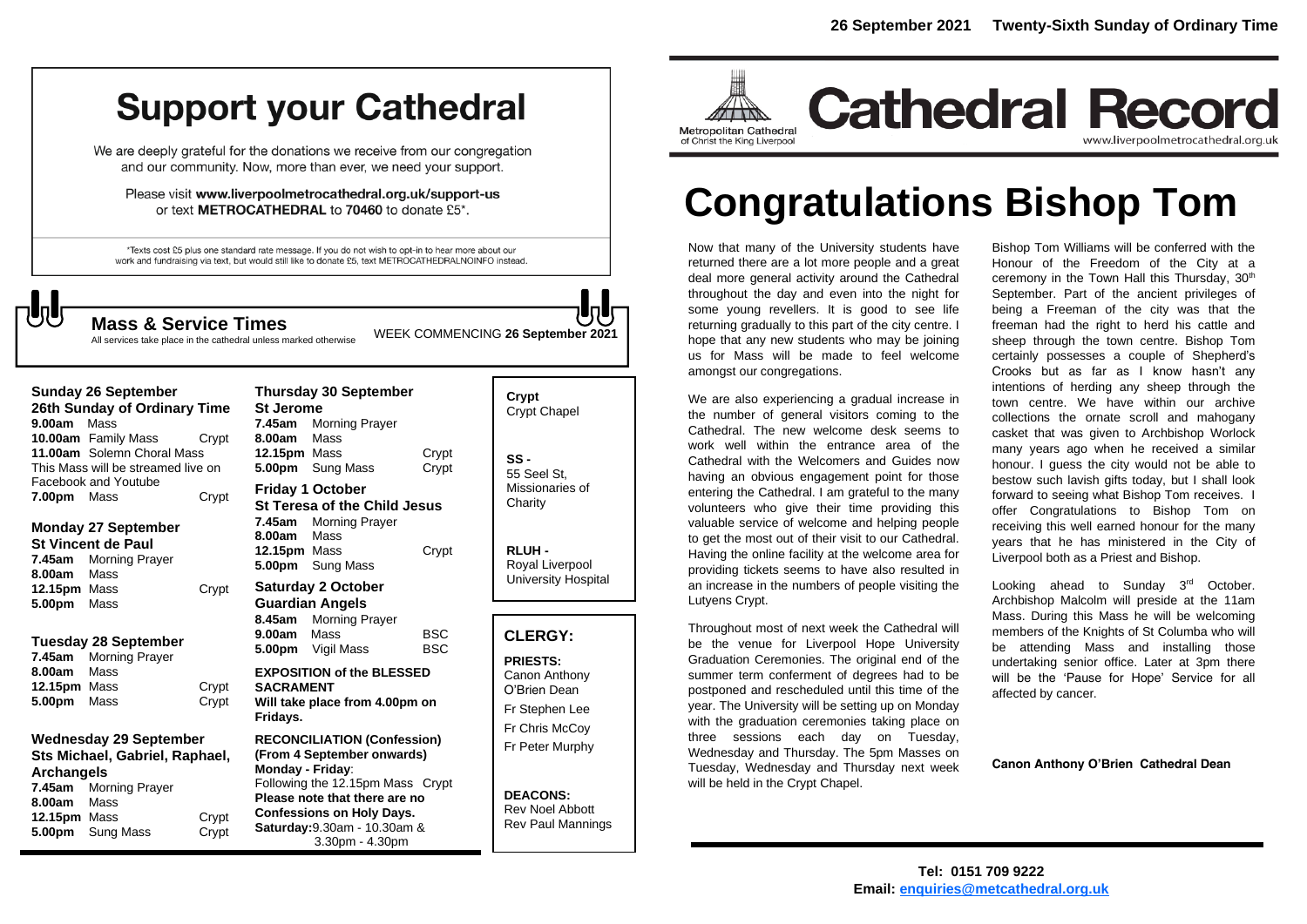# Support your Cathedral

We are deeply grateful for the donations we receive from our congregation and our community. Now, more than ever, we need your support.

Please visit **www.liverpoolmetrocathedral.org.uk/support-us** or text **METROCATHEDRAL** to **70460** to donate £5*.

*Texts cost £5 plus one standard rate message. If you do not wish to opt-in to hear more about our work and fundraising via text, but would still like to donate £5, text METROCATHEDRALNOINFO instead.

## Mass & Service Times

All services take place in the cathedral unless marked otherwise

WEEK COMMENCING **26 September 2021**

**Sunday 26 September**
**26th Sunday of Ordinary Time**
**9.00am** Mass
**10.00am** Family Mass — Crypt
**11.00am** Solemn Choral Mass
This Mass will be streamed live on Facebook and Youtube
**7.00pm** Mass — Crypt

**Monday 27 September**
**St Vincent de Paul**
**7.45am** Morning Prayer
**8.00am** Mass
**12.15pm** Mass — Crypt
**5.00pm** Mass

**Tuesday 28 September**
**7.45am** Morning Prayer
**8.00am** Mass
**12.15pm** Mass — Crypt
**5.00pm** Mass — Crypt

**Wednesday 29 September**
**Sts Michael, Gabriel, Raphael, Archangels**
**7.45am** Morning Prayer
**8.00am** Mass
**12.15pm** Mass — Crypt
**5.00pm** Sung Mass — Crypt

**Thursday 30 September**
**St Jerome**
**7.45am** Morning Prayer
**8.00am** Mass
**12.15pm** Mass — Crypt
**5.00pm** Sung Mass — Crypt

**Friday 1 October**
**St Teresa of the Child Jesus**
**7.45am** Morning Prayer
**8.00am** Mass
**12.15pm** Mass — Crypt
**5.00pm** Sung Mass

**Saturday 2 October**
**Guardian Angels**
**8.45am** Morning Prayer
**9.00am** Mass — BSC
**5.00pm** Vigil Mass — BSC

**EXPOSITION of the BLESSED SACRAMENT**
**Will take place from 4.00pm on Fridays.**

**RECONCILIATION (Confession) (From 4 September onwards)**
**Monday - Friday**:
Following the 12.15pm Mass Crypt
**Please note that there are no Confessions on Holy Days.**
**Saturday:** 9.30am - 10.30am & 3.30pm - 4.30pm

**Crypt**
Crypt Chapel

**SS -**
55 Seel St, Missionaries of Charity

**RLUH -**
Royal Liverpool University Hospital

## CLERGY:

**PRIESTS:**
Canon Anthony O'Brien Dean
Fr Stephen Lee
Fr Chris McCoy
Fr Peter Murphy

**DEACONS:**
Rev Noel Abbott
Rev Paul Mannings

**Tel: 0151 709 9222**
**Email: enquiries@metcathedral.org.uk**

**26 September 2021 Twenty-Sixth Sunday of Ordinary Time**

Metropolitan Cathedral of Christ the King Liverpool

# Cathedral Record

www.liverpoolmetrocathedral.org.uk

# Congratulations Bishop Tom

Now that many of the University students have returned there are a lot more people and a great deal more general activity around the Cathedral throughout the day and even into the night for some young revellers. It is good to see life returning gradually to this part of the city centre. I hope that any new students who may be joining us for Mass will be made to feel welcome amongst our congregations.

We are also experiencing a gradual increase in the number of general visitors coming to the Cathedral. The new welcome desk seems to work well within the entrance area of the Cathedral with the Welcomers and Guides now having an obvious engagement point for those entering the Cathedral. I am grateful to the many volunteers who give their time providing this valuable service of welcome and helping people to get the most out of their visit to our Cathedral. Having the online facility at the welcome area for providing tickets seems to have also resulted in an increase in the numbers of people visiting the Lutyens Crypt.

Throughout most of next week the Cathedral will be the venue for Liverpool Hope University Graduation Ceremonies. The original end of the summer term conferment of degrees had to be postponed and rescheduled until this time of the year. The University will be setting up on Monday with the graduation ceremonies taking place on three sessions each day on Tuesday, Wednesday and Thursday. The 5pm Masses on Tuesday, Wednesday and Thursday next week will be held in the Crypt Chapel.

Bishop Tom Williams will be conferred with the Honour of the Freedom of the City at a ceremony in the Town Hall this Thursday, 30th September. Part of the ancient privileges of being a Freeman of the city was that the freeman had the right to herd his cattle and sheep through the town centre. Bishop Tom certainly possesses a couple of Shepherd's Crooks but as far as I know hasn't any intentions of herding any sheep through the town centre. We have within our archive collections the ornate scroll and mahogany casket that was given to Archbishop Worlock many years ago when he received a similar honour. I guess the city would not be able to bestow such lavish gifts today, but I shall look forward to seeing what Bishop Tom receives. I offer Congratulations to Bishop Tom on receiving this well earned honour for the many years that he has ministered in the City of Liverpool both as a Priest and Bishop.

Looking ahead to Sunday 3rd October. Archbishop Malcolm will preside at the 11am Mass. During this Mass he will be welcoming members of the Knights of St Columba who will be attending Mass and installing those undertaking senior office. Later at 3pm there will be the 'Pause for Hope' Service for all affected by cancer.

**Canon Anthony O'Brien Cathedral Dean**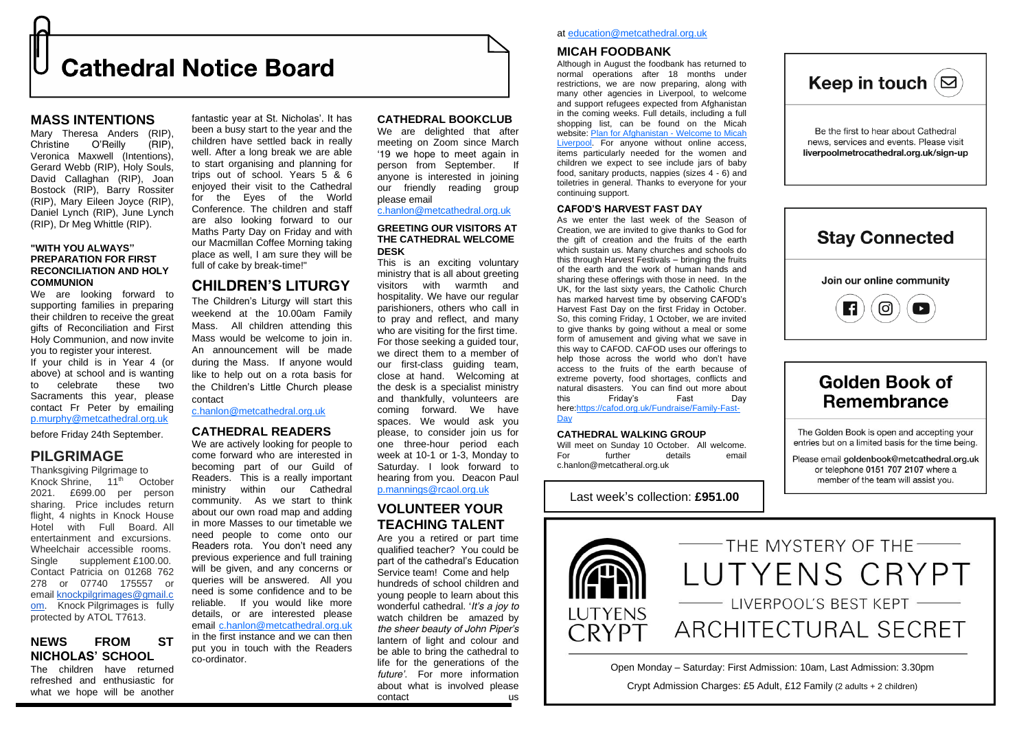# Cathedral Notice Board

## MASS INTENTIONS

Mary Theresa Anders (RIP), Christine O'Reilly (RIP), Veronica Maxwell (Intentions), Gerard Webb (RIP), Holy Souls, David Callaghan (RIP), Joan Bostock (RIP), Barry Rossiter (RIP), Mary Eileen Joyce (RIP), Daniel Lynch (RIP), June Lynch (RIP), Dr Meg Whittle (RIP).

### "WITH YOU ALWAYS" PREPARATION FOR FIRST RECONCILIATION AND HOLY COMMUNION

We are looking forward to supporting families in preparing their children to receive the great gifts of Reconciliation and First Holy Communion, and now invite you to register your interest.

If your child is in Year 4 (or above) at school and is wanting to celebrate these two Sacraments this year, please contact Fr Peter by emailing p.murphy@metcathedral.org.uk

before Friday 24th September.

## PILGRIMAGE

Thanksgiving Pilgrimage to Knock Shrine, 11th October 2021. £699.00 per person sharing. Price includes return flight, 4 nights in Knock House Hotel with Full Board. All entertainment and excursions. Wheelchair accessible rooms. Single supplement £100.00. Contact Patricia on 01268 762 278 or 07740 175557 or email knockpilgrimages@gmail.com. Knock Pilgrimages is fully protected by ATOL T7613.

## NEWS FROM ST NICHOLAS' SCHOOL

The children have returned refreshed and enthusiastic for what we hope will be another fantastic year at St. Nicholas'. It has been a busy start to the year and the children have settled back in really well. After a long break we are able to start organising and planning for trips out of school. Years 5 & 6 enjoyed their visit to the Cathedral for the Eyes of the World Conference. The children and staff are also looking forward to our Maths Party Day on Friday and with our Macmillan Coffee Morning taking place as well, I am sure they will be full of cake by break-time!"

## CHILDREN'S LITURGY

The Children's Liturgy will start this weekend at the 10.00am Family Mass. All children attending this Mass would be welcome to join in. An announcement will be made during the Mass. If anyone would like to help out on a rota basis for the Children's Little Church please contact

c.hanlon@metcathedral.org.uk

## CATHEDRAL READERS

We are actively looking for people to come forward who are interested in becoming part of our Guild of Readers. This is a really important ministry within our Cathedral community. As we start to think about our own road map and adding in more Masses to our timetable we need people to come onto our Readers rota. You don't need any previous experience and full training will be given, and any concerns or queries will be answered. All you need is some confidence and to be reliable. If you would like more details, or are interested please email c.hanlon@metcathedral.org.uk in the first instance and we can then put you in touch with the Readers co-ordinator.

## CATHEDRAL BOOKCLUB

We are delighted that after meeting on Zoom since March '19 we hope to meet again in person from September. If anyone is interested in joining our friendly reading group please email

c.hanlon@metcathedral.org.uk

### GREETING OUR VISITORS AT THE CATHEDRAL WELCOME DESK

This is an exciting voluntary ministry that is all about greeting visitors with warmth and hospitality. We have our regular parishioners, others who call in to pray and reflect, and many who are visiting for the first time. For those seeking a guided tour, we direct them to a member of our first-class guiding team, close at hand. Welcoming at the desk is a specialist ministry and thankfully, volunteers are coming forward. We have spaces. We would ask you please, to consider join us for one three-hour period each week at 10-1 or 1-3, Monday to Saturday. I look forward to hearing from you. Deacon Paul p.mannings@rcaol.org.uk

## VOLUNTEER YOUR TEACHING TALENT

Are you a retired or part time qualified teacher? You could be part of the cathedral's Education Service team! Come and help hundreds of school children and young people to learn about this wonderful cathedral. '*It's a joy to* watch children be amazed by *the sheer beauty of John Piper's* lantern of light and colour and be able to bring the cathedral to life for the generations of the *future'*. For more information about what is involved please contact us at education@metcathedral.org.uk

## MICAH FOODBANK

Although in August the foodbank has returned to normal operations after 18 months under restrictions, we are now preparing, along with many other agencies in Liverpool, to welcome and support refugees expected from Afghanistan in the coming weeks. Full details, including a full shopping list, can be found on the Micah website: Plan for Afghanistan - Welcome to Micah Liverpool. For anyone without online access, items particularly needed for the women and children we expect to see include jars of baby food, sanitary products, nappies (sizes 4 - 6) and toiletries in general. Thanks to everyone for your continuing support.

### CAFOD'S HARVEST FAST DAY

As we enter the last week of the Season of Creation, we are invited to give thanks to God for the gift of creation and the fruits of the earth which sustain us. Many churches and schools do this through Harvest Festivals – bringing the fruits of the earth and the work of human hands and sharing these offerings with those in need. In the UK, for the last sixty years, the Catholic Church has marked harvest time by observing CAFOD's Harvest Fast Day on the first Friday in October. So, this coming Friday, 1 October, we are invited to give thanks by going without a meal or some form of amusement and giving what we save in this way to CAFOD. CAFOD uses our offerings to help those across the world who don't have access to the fruits of the earth because of extreme poverty, food shortages, conflicts and natural disasters. You can find out more about this Friday's Fast Day here:https://cafod.org.uk/Fundraise/Family-Fast-Day

### CATHEDRAL WALKING GROUP

Will meet on Sunday 10 October. All welcome. For further details email c.hanlon@metcatheral.org.uk

Last week's collection: **£951.00**

## Keep in touch

Be the first to hear about Cathedral news, services and events. Please visit **liverpoolmetrocathedral.org.uk/sign-up**

## Stay Connected

**Join our online community**

## Golden Book of Remembrance

The Golden Book is open and accepting your entries but on a limited basis for the time being.

Please email **goldenbook@metcathedral.org.uk** or telephone **0151 707 2107** where a member of the team will assist you.

## THE MYSTERY OF THE LUTYENS CRYPT

LIVERPOOL'S BEST KEPT ARCHITECTURAL SECRET

Open Monday – Saturday: First Admission: 10am, Last Admission: 3.30pm

Crypt Admission Charges: £5 Adult, £12 Family (2 adults + 2 children)